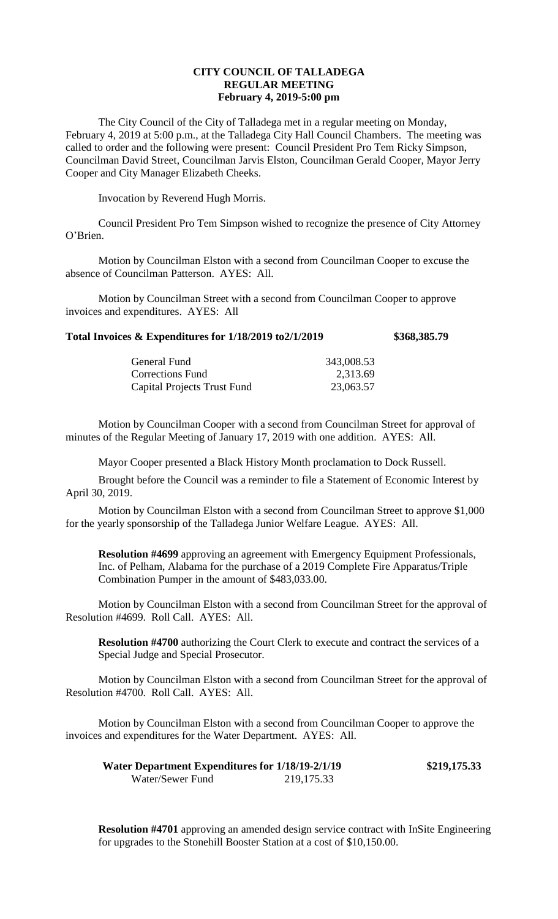**CITY COUNCIL OF TALLADEGA**
**REGULAR MEETING**
**February 4, 2019-5:00 pm**

The City Council of the City of Talladega met in a regular meeting on Monday, February 4, 2019 at 5:00 p.m., at the Talladega City Hall Council Chambers. The meeting was called to order and the following were present: Council President Pro Tem Ricky Simpson, Councilman David Street, Councilman Jarvis Elston, Councilman Gerald Cooper, Mayor Jerry Cooper and City Manager Elizabeth Cheeks.

Invocation by Reverend Hugh Morris.

Council President Pro Tem Simpson wished to recognize the presence of City Attorney O'Brien.

Motion by Councilman Elston with a second from Councilman Cooper to excuse the absence of Councilman Patterson. AYES: All.

Motion by Councilman Street with a second from Councilman Cooper to approve invoices and expenditures. AYES: All

**Total Invoices & Expenditures for 1/18/2019 to2/1/2019** **$368,385.79**

| | |
|---|---|
| General Fund | 343,008.53 |
| Corrections Fund | 2,313.69 |
| Capital Projects Trust Fund | 23,063.57 |

Motion by Councilman Cooper with a second from Councilman Street for approval of minutes of the Regular Meeting of January 17, 2019 with one addition. AYES: All.

Mayor Cooper presented a Black History Month proclamation to Dock Russell.

Brought before the Council was a reminder to file a Statement of Economic Interest by April 30, 2019.

Motion by Councilman Elston with a second from Councilman Street to approve $1,000 for the yearly sponsorship of the Talladega Junior Welfare League. AYES: All.

**Resolution #4699** approving an agreement with Emergency Equipment Professionals, Inc. of Pelham, Alabama for the purchase of a 2019 Complete Fire Apparatus/Triple Combination Pumper in the amount of $483,033.00.

Motion by Councilman Elston with a second from Councilman Street for the approval of Resolution #4699. Roll Call. AYES: All.

**Resolution #4700** authorizing the Court Clerk to execute and contract the services of a Special Judge and Special Prosecutor.

Motion by Councilman Elston with a second from Councilman Street for the approval of Resolution #4700. Roll Call. AYES: All.

Motion by Councilman Elston with a second from Councilman Cooper to approve the invoices and expenditures for the Water Department. AYES: All.

**Water Department Expenditures for 1/18/19-2/1/19** **$219,175.33**

| | |
|---|---|
| Water/Sewer Fund | 219,175.33 |

**Resolution #4701** approving an amended design service contract with InSite Engineering for upgrades to the Stonehill Booster Station at a cost of $10,150.00.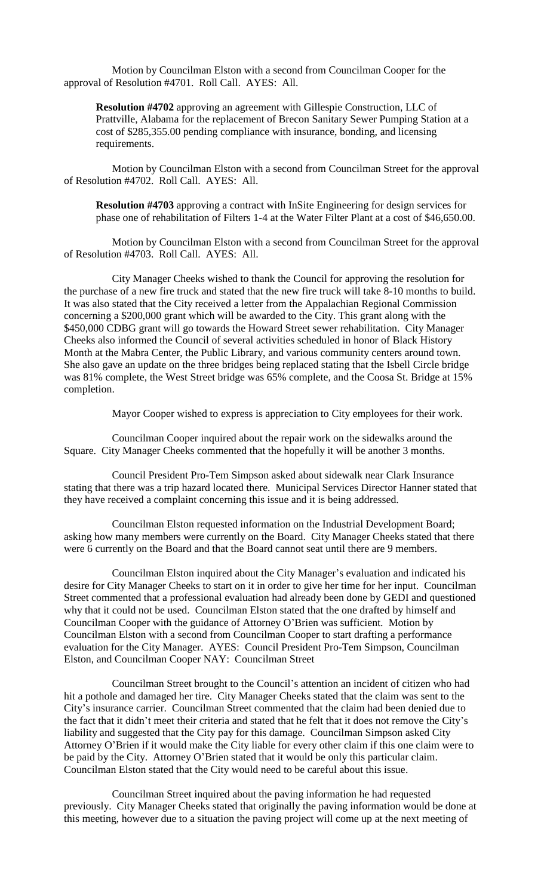Motion by Councilman Elston with a second from Councilman Cooper for the approval of Resolution #4701. Roll Call. AYES: All.

**Resolution #4702** approving an agreement with Gillespie Construction, LLC of Prattville, Alabama for the replacement of Brecon Sanitary Sewer Pumping Station at a cost of $285,355.00 pending compliance with insurance, bonding, and licensing requirements.

Motion by Councilman Elston with a second from Councilman Street for the approval of Resolution #4702. Roll Call. AYES: All.

**Resolution #4703** approving a contract with InSite Engineering for design services for phase one of rehabilitation of Filters 1-4 at the Water Filter Plant at a cost of $46,650.00.

Motion by Councilman Elston with a second from Councilman Street for the approval of Resolution #4703. Roll Call. AYES: All.

City Manager Cheeks wished to thank the Council for approving the resolution for the purchase of a new fire truck and stated that the new fire truck will take 8-10 months to build. It was also stated that the City received a letter from the Appalachian Regional Commission concerning a $200,000 grant which will be awarded to the City. This grant along with the $450,000 CDBG grant will go towards the Howard Street sewer rehabilitation. City Manager Cheeks also informed the Council of several activities scheduled in honor of Black History Month at the Mabra Center, the Public Library, and various community centers around town. She also gave an update on the three bridges being replaced stating that the Isbell Circle bridge was 81% complete, the West Street bridge was 65% complete, and the Coosa St. Bridge at 15% completion.

Mayor Cooper wished to express is appreciation to City employees for their work.

Councilman Cooper inquired about the repair work on the sidewalks around the Square. City Manager Cheeks commented that the hopefully it will be another 3 months.

Council President Pro-Tem Simpson asked about sidewalk near Clark Insurance stating that there was a trip hazard located there. Municipal Services Director Hanner stated that they have received a complaint concerning this issue and it is being addressed.

Councilman Elston requested information on the Industrial Development Board; asking how many members were currently on the Board. City Manager Cheeks stated that there were 6 currently on the Board and that the Board cannot seat until there are 9 members.

Councilman Elston inquired about the City Manager's evaluation and indicated his desire for City Manager Cheeks to start on it in order to give her time for her input. Councilman Street commented that a professional evaluation had already been done by GEDI and questioned why that it could not be used. Councilman Elston stated that the one drafted by himself and Councilman Cooper with the guidance of Attorney O'Brien was sufficient. Motion by Councilman Elston with a second from Councilman Cooper to start drafting a performance evaluation for the City Manager. AYES: Council President Pro-Tem Simpson, Councilman Elston, and Councilman Cooper NAY: Councilman Street

Councilman Street brought to the Council's attention an incident of citizen who had hit a pothole and damaged her tire. City Manager Cheeks stated that the claim was sent to the City's insurance carrier. Councilman Street commented that the claim had been denied due to the fact that it didn't meet their criteria and stated that he felt that it does not remove the City's liability and suggested that the City pay for this damage. Councilman Simpson asked City Attorney O'Brien if it would make the City liable for every other claim if this one claim were to be paid by the City. Attorney O'Brien stated that it would be only this particular claim. Councilman Elston stated that the City would need to be careful about this issue.

Councilman Street inquired about the paving information he had requested previously. City Manager Cheeks stated that originally the paving information would be done at this meeting, however due to a situation the paving project will come up at the next meeting of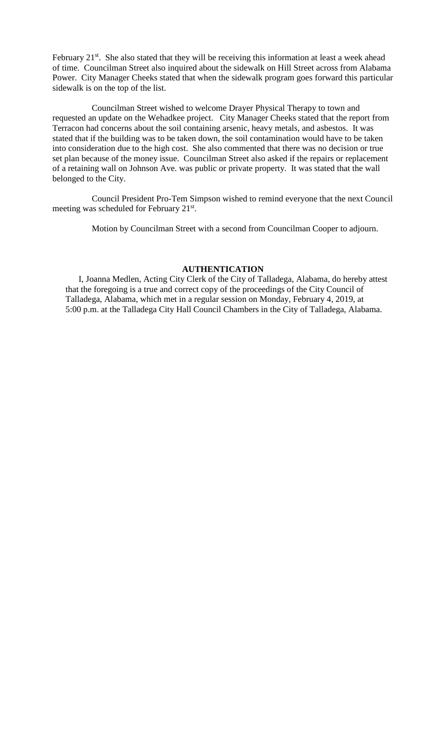February 21st. She also stated that they will be receiving this information at least a week ahead of time. Councilman Street also inquired about the sidewalk on Hill Street across from Alabama Power. City Manager Cheeks stated that when the sidewalk program goes forward this particular sidewalk is on the top of the list.

Councilman Street wished to welcome Drayer Physical Therapy to town and requested an update on the Wehadkee project. City Manager Cheeks stated that the report from Terracon had concerns about the soil containing arsenic, heavy metals, and asbestos. It was stated that if the building was to be taken down, the soil contamination would have to be taken into consideration due to the high cost. She also commented that there was no decision or true set plan because of the money issue. Councilman Street also asked if the repairs or replacement of a retaining wall on Johnson Ave. was public or private property. It was stated that the wall belonged to the City.

Council President Pro-Tem Simpson wished to remind everyone that the next Council meeting was scheduled for February 21st.

Motion by Councilman Street with a second from Councilman Cooper to adjourn.

**AUTHENTICATION**

I, Joanna Medlen, Acting City Clerk of the City of Talladega, Alabama, do hereby attest that the foregoing is a true and correct copy of the proceedings of the City Council of Talladega, Alabama, which met in a regular session on Monday, February 4, 2019, at 5:00 p.m. at the Talladega City Hall Council Chambers in the City of Talladega, Alabama.